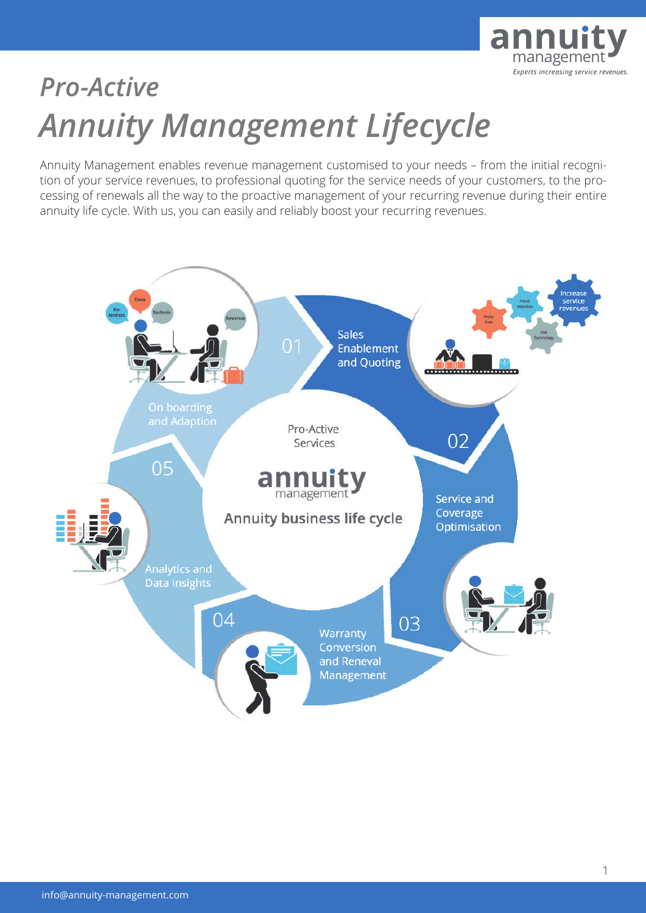# Pro-Active
# Annuity Management Lifecycle

Annuity Management enables revenue management customised to your needs – from the initial recognition of your service revenues, to professional quoting for the service needs of your customers, to the processing of renewals all the way to the proactive management of your recurring revenue during their entire annuity life cycle. With us, you can easily and reliably boost your recurring revenues.

Pro-Active Services

annuity management

Annuity business life cycle

01 Sales Enablement and Quoting

02 Service and Coverage Optimisation

03 Warranty Conversion and Reneval Management

04 Analytics and Data Insights

05 On boarding and Adaption

info@annuity-management.com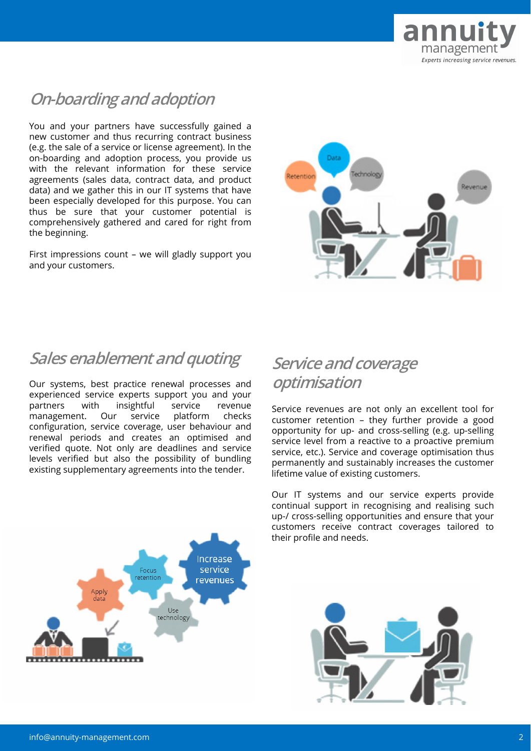## On-boarding and adoption

You and your partners have successfully gained a new customer and thus recurring contract business (e.g. the sale of a service or license agreement). In the on-boarding and adoption process, you provide us with the relevant information for these service agreements (sales data, contract data, and product data) and we gather this in our IT systems that have been especially developed for this purpose. You can thus be sure that your customer potential is comprehensively gathered and cared for right from the beginning.

First impressions count – we will gladly support you and your customers.

## Sales enablement and quoting

Our systems, best practice renewal processes and experienced service experts support you and your partners with insightful service revenue management. Our service platform checks configuration, service coverage, user behaviour and renewal periods and creates an optimised and verified quote. Not only are deadlines and service levels verified but also the possibility of bundling existing supplementary agreements into the tender.

## Service and coverage optimisation

Service revenues are not only an excellent tool for customer retention – they further provide a good opportunity for up- and cross-selling (e.g. up-selling service level from a reactive to a proactive premium service, etc.). Service and coverage optimisation thus permanently and sustainably increases the customer lifetime value of existing customers.

Our IT systems and our service experts provide continual support in recognising and realising such up-/ cross-selling opportunities and ensure that your customers receive contract coverages tailored to their profile and needs.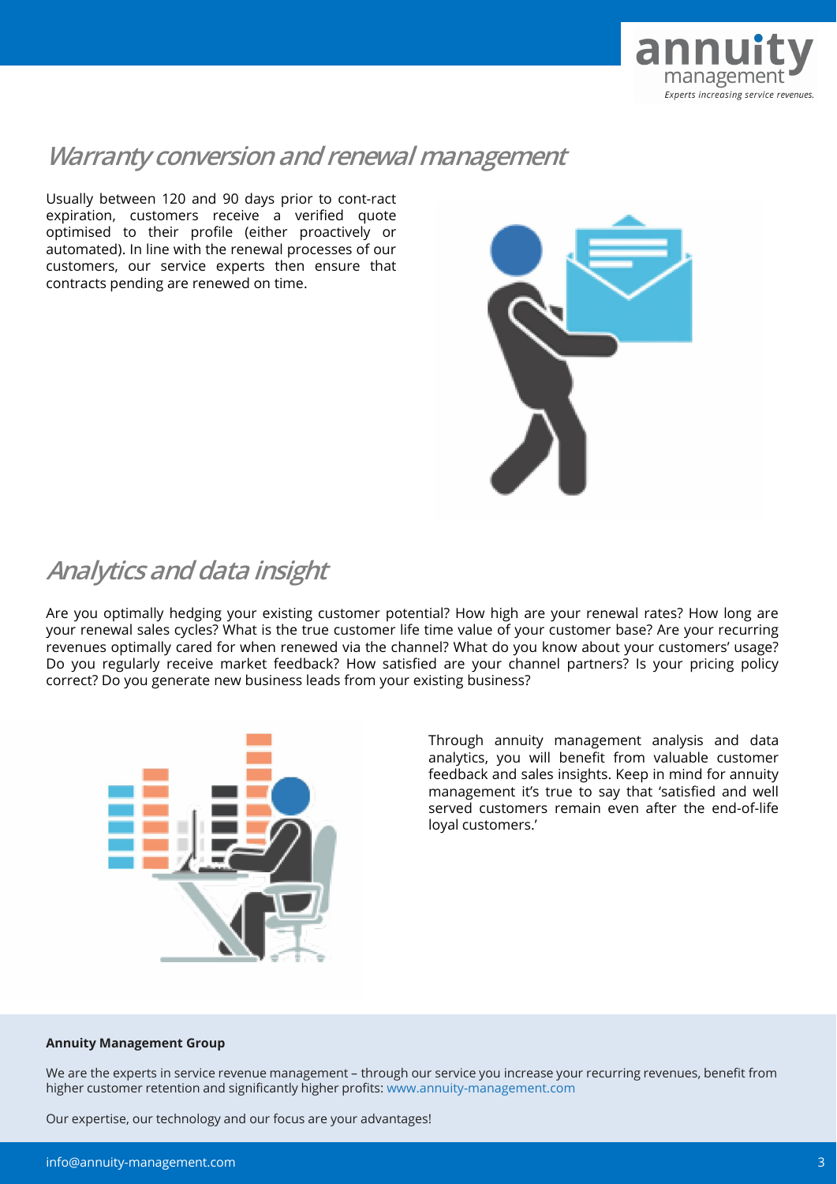## Warranty conversion and renewal management

Usually between 120 and 90 days prior to cont-ract expiration, customers receive a verified quote optimised to their profile (either proactively or automated). In line with the renewal processes of our customers, our service experts then ensure that contracts pending are renewed on time.

## Analytics and data insight

Are you optimally hedging your existing customer potential? How high are your renewal rates? How long are your renewal sales cycles? What is the true customer life time value of your customer base? Are your recurring revenues optimally cared for when renewed via the channel? What do you know about your customers' usage? Do you regularly receive market feedback? How satisfied are your channel partners? Is your pricing policy correct? Do you generate new business leads from your existing business?

Through annuity management analysis and data analytics, you will benefit from valuable customer feedback and sales insights. Keep in mind for annuity management it's true to say that 'satisfied and well served customers remain even after the end-of-life loyal customers.'

**Annuity Management Group**

We are the experts in service revenue management – through our service you increase your recurring revenues, benefit from higher customer retention and significantly higher profits: www.annuity-management.com

Our expertise, our technology and our focus are your advantages!

info@annuity-management.com